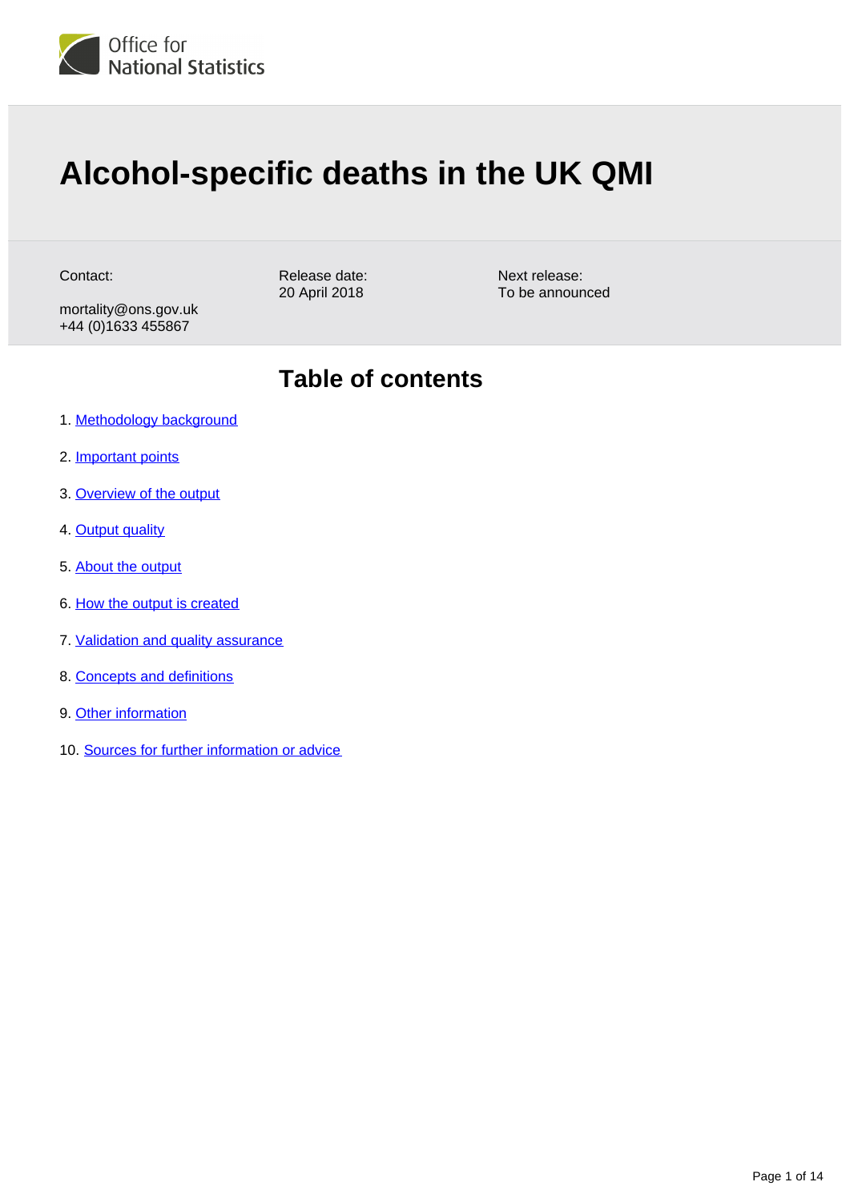Office for National Statistics

# Alcohol-specific deaths in the UK QMI

Contact:
mortality@ons.gov.uk
+44 (0)1633 455867

Release date:
20 April 2018

Next release:
To be announced

## Table of contents

1. Methodology background
2. Important points
3. Overview of the output
4. Output quality
5. About the output
6. How the output is created
7. Validation and quality assurance
8. Concepts and definitions
9. Other information
10. Sources for further information or advice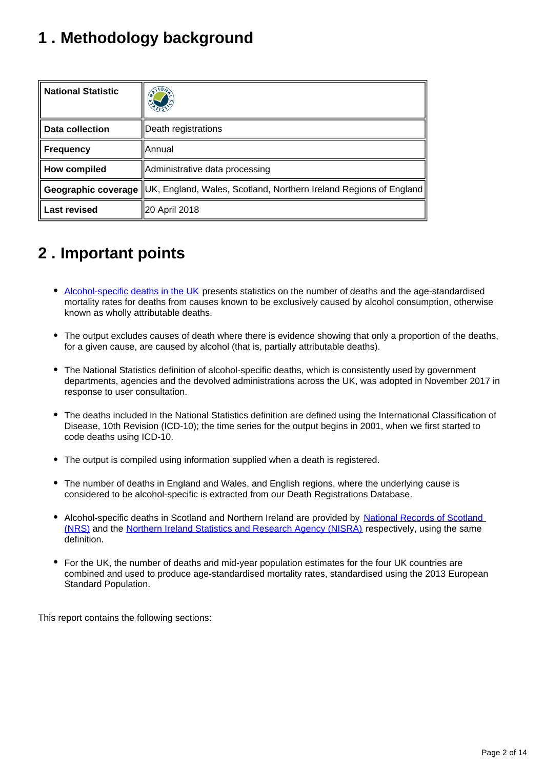## 1 . Methodology background

| National Statistic | |
|---|---|
| Data collection | Death registrations |
| Frequency | Annual |
| How compiled | Administrative data processing |
| Geographic coverage | UK, England, Wales, Scotland, Northern Ireland Regions of England |
| Last revised | 20 April 2018 |

## 2 . Important points

- Alcohol-specific deaths in the UK presents statistics on the number of deaths and the age-standardised mortality rates for deaths from causes known to be exclusively caused by alcohol consumption, otherwise known as wholly attributable deaths.
- The output excludes causes of death where there is evidence showing that only a proportion of the deaths, for a given cause, are caused by alcohol (that is, partially attributable deaths).
- The National Statistics definition of alcohol-specific deaths, which is consistently used by government departments, agencies and the devolved administrations across the UK, was adopted in November 2017 in response to user consultation.
- The deaths included in the National Statistics definition are defined using the International Classification of Disease, 10th Revision (ICD-10); the time series for the output begins in 2001, when we first started to code deaths using ICD-10.
- The output is compiled using information supplied when a death is registered.
- The number of deaths in England and Wales, and English regions, where the underlying cause is considered to be alcohol-specific is extracted from our Death Registrations Database.
- Alcohol-specific deaths in Scotland and Northern Ireland are provided by National Records of Scotland (NRS) and the Northern Ireland Statistics and Research Agency (NISRA) respectively, using the same definition.
- For the UK, the number of deaths and mid-year population estimates for the four UK countries are combined and used to produce age-standardised mortality rates, standardised using the 2013 European Standard Population.

This report contains the following sections: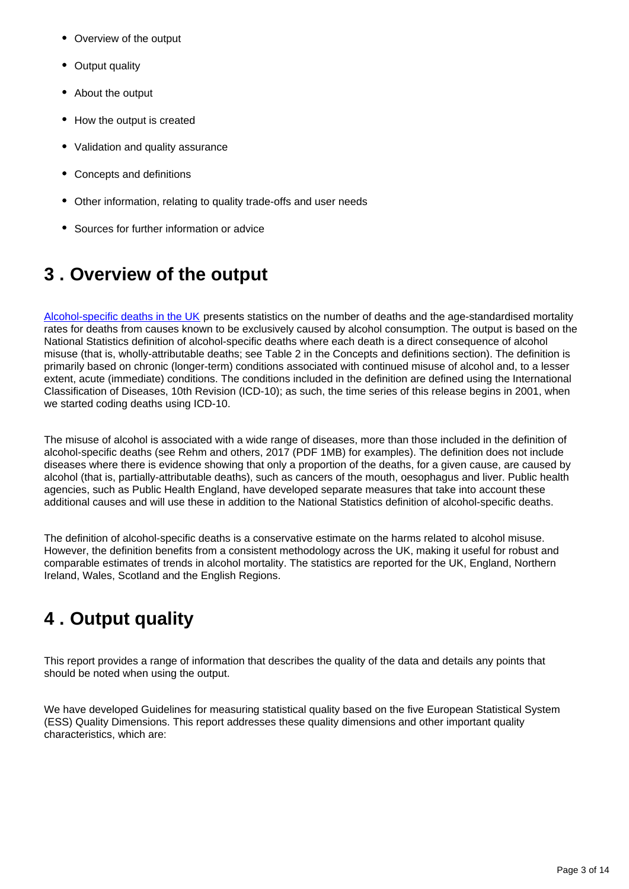- Overview of the output
- Output quality
- About the output
- How the output is created
- Validation and quality assurance
- Concepts and definitions
- Other information, relating to quality trade-offs and user needs
- Sources for further information or advice

## 3 . Overview of the output

Alcohol-specific deaths in the UK presents statistics on the number of deaths and the age-standardised mortality rates for deaths from causes known to be exclusively caused by alcohol consumption. The output is based on the National Statistics definition of alcohol-specific deaths where each death is a direct consequence of alcohol misuse (that is, wholly-attributable deaths; see Table 2 in the Concepts and definitions section). The definition is primarily based on chronic (longer-term) conditions associated with continued misuse of alcohol and, to a lesser extent, acute (immediate) conditions. The conditions included in the definition are defined using the International Classification of Diseases, 10th Revision (ICD-10); as such, the time series of this release begins in 2001, when we started coding deaths using ICD-10.

The misuse of alcohol is associated with a wide range of diseases, more than those included in the definition of alcohol-specific deaths (see Rehm and others, 2017 (PDF 1MB) for examples). The definition does not include diseases where there is evidence showing that only a proportion of the deaths, for a given cause, are caused by alcohol (that is, partially-attributable deaths), such as cancers of the mouth, oesophagus and liver. Public health agencies, such as Public Health England, have developed separate measures that take into account these additional causes and will use these in addition to the National Statistics definition of alcohol-specific deaths.

The definition of alcohol-specific deaths is a conservative estimate on the harms related to alcohol misuse. However, the definition benefits from a consistent methodology across the UK, making it useful for robust and comparable estimates of trends in alcohol mortality. The statistics are reported for the UK, England, Northern Ireland, Wales, Scotland and the English Regions.

## 4 . Output quality

This report provides a range of information that describes the quality of the data and details any points that should be noted when using the output.

We have developed Guidelines for measuring statistical quality based on the five European Statistical System (ESS) Quality Dimensions. This report addresses these quality dimensions and other important quality characteristics, which are: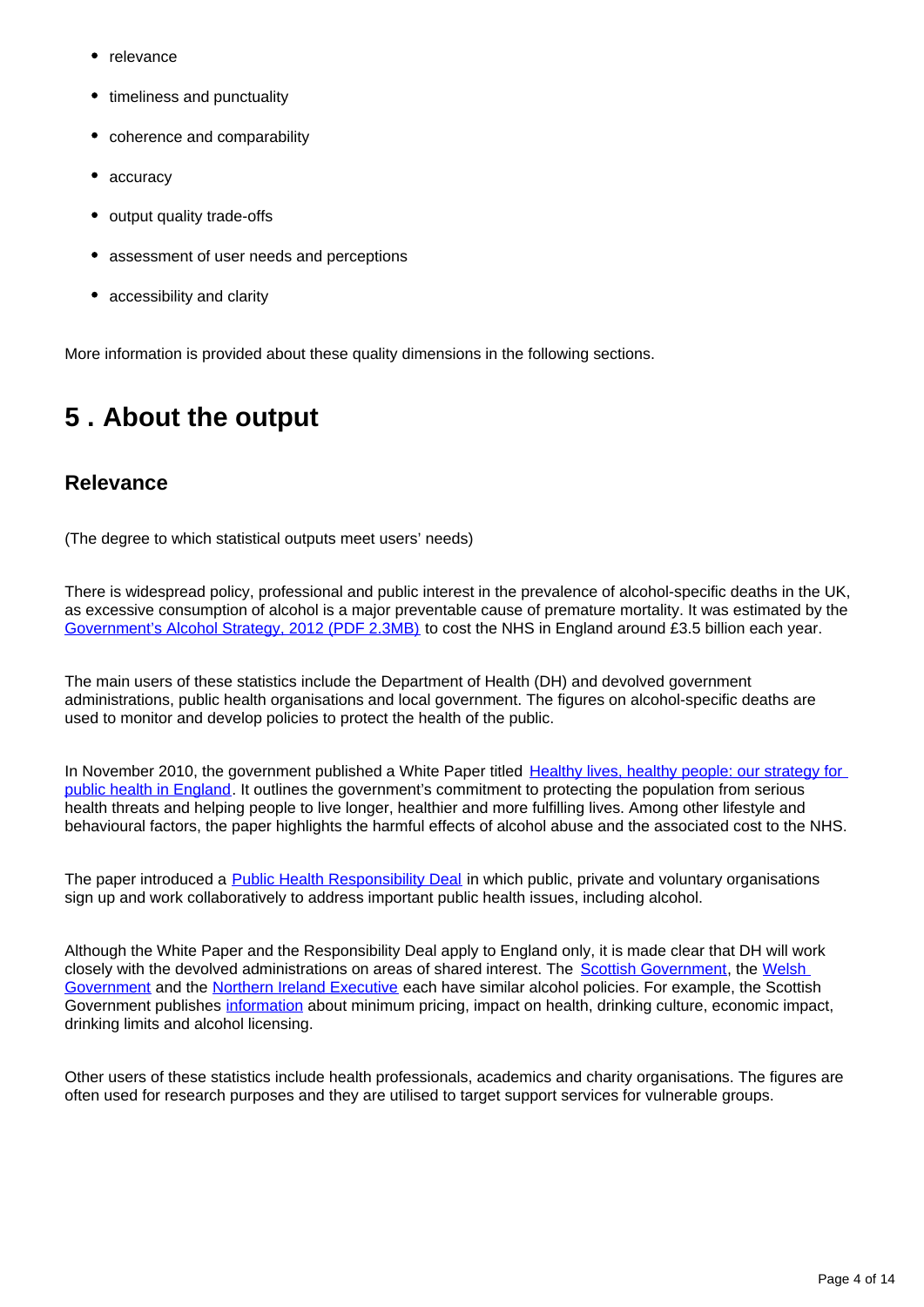- relevance
- timeliness and punctuality
- coherence and comparability
- accuracy
- output quality trade-offs
- assessment of user needs and perceptions
- accessibility and clarity

More information is provided about these quality dimensions in the following sections.

## 5 . About the output

### Relevance

(The degree to which statistical outputs meet users' needs)

There is widespread policy, professional and public interest in the prevalence of alcohol-specific deaths in the UK, as excessive consumption of alcohol is a major preventable cause of premature mortality. It was estimated by the Government's Alcohol Strategy, 2012 (PDF 2.3MB) to cost the NHS in England around £3.5 billion each year.

The main users of these statistics include the Department of Health (DH) and devolved government administrations, public health organisations and local government. The figures on alcohol-specific deaths are used to monitor and develop policies to protect the health of the public.

In November 2010, the government published a White Paper titled Healthy lives, healthy people: our strategy for public health in England. It outlines the government's commitment to protecting the population from serious health threats and helping people to live longer, healthier and more fulfilling lives. Among other lifestyle and behavioural factors, the paper highlights the harmful effects of alcohol abuse and the associated cost to the NHS.

The paper introduced a Public Health Responsibility Deal in which public, private and voluntary organisations sign up and work collaboratively to address important public health issues, including alcohol.

Although the White Paper and the Responsibility Deal apply to England only, it is made clear that DH will work closely with the devolved administrations on areas of shared interest. The Scottish Government, the Welsh Government and the Northern Ireland Executive each have similar alcohol policies. For example, the Scottish Government publishes information about minimum pricing, impact on health, drinking culture, economic impact, drinking limits and alcohol licensing.

Other users of these statistics include health professionals, academics and charity organisations. The figures are often used for research purposes and they are utilised to target support services for vulnerable groups.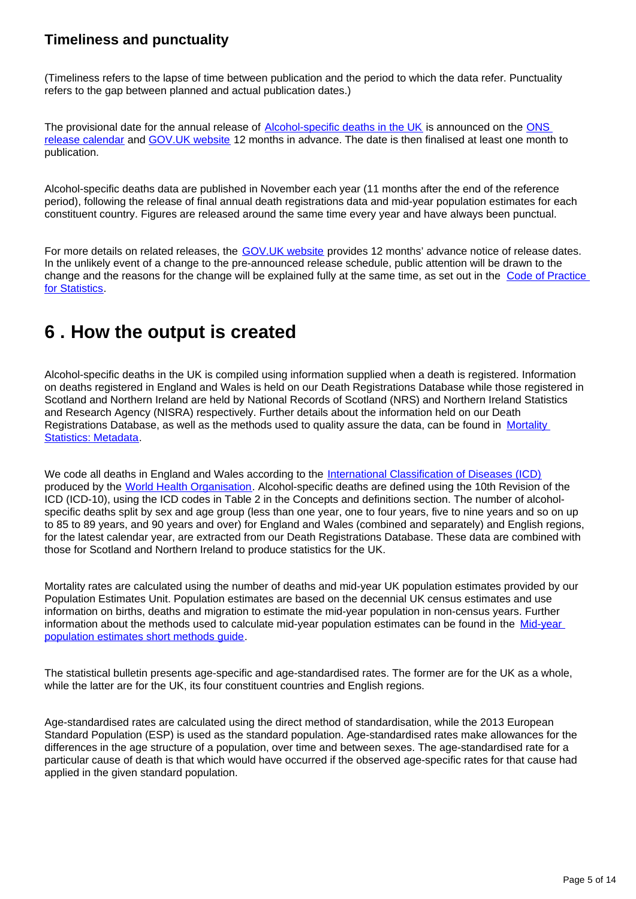### Timeliness and punctuality

(Timeliness refers to the lapse of time between publication and the period to which the data refer. Punctuality refers to the gap between planned and actual publication dates.)

The provisional date for the annual release of Alcohol-specific deaths in the UK is announced on the ONS release calendar and GOV.UK website 12 months in advance. The date is then finalised at least one month to publication.

Alcohol-specific deaths data are published in November each year (11 months after the end of the reference period), following the release of final annual death registrations data and mid-year population estimates for each constituent country. Figures are released around the same time every year and have always been punctual.

For more details on related releases, the GOV.UK website provides 12 months' advance notice of release dates. In the unlikely event of a change to the pre-announced release schedule, public attention will be drawn to the change and the reasons for the change will be explained fully at the same time, as set out in the Code of Practice for Statistics.

## 6 . How the output is created

Alcohol-specific deaths in the UK is compiled using information supplied when a death is registered. Information on deaths registered in England and Wales is held on our Death Registrations Database while those registered in Scotland and Northern Ireland are held by National Records of Scotland (NRS) and Northern Ireland Statistics and Research Agency (NISRA) respectively. Further details about the information held on our Death Registrations Database, as well as the methods used to quality assure the data, can be found in Mortality Statistics: Metadata.

We code all deaths in England and Wales according to the International Classification of Diseases (ICD) produced by the World Health Organisation. Alcohol-specific deaths are defined using the 10th Revision of the ICD (ICD-10), using the ICD codes in Table 2 in the Concepts and definitions section. The number of alcohol-specific deaths split by sex and age group (less than one year, one to four years, five to nine years and so on up to 85 to 89 years, and 90 years and over) for England and Wales (combined and separately) and English regions, for the latest calendar year, are extracted from our Death Registrations Database. These data are combined with those for Scotland and Northern Ireland to produce statistics for the UK.

Mortality rates are calculated using the number of deaths and mid-year UK population estimates provided by our Population Estimates Unit. Population estimates are based on the decennial UK census estimates and use information on births, deaths and migration to estimate the mid-year population in non-census years. Further information about the methods used to calculate mid-year population estimates can be found in the Mid-year population estimates short methods guide.

The statistical bulletin presents age-specific and age-standardised rates. The former are for the UK as a whole, while the latter are for the UK, its four constituent countries and English regions.

Age-standardised rates are calculated using the direct method of standardisation, while the 2013 European Standard Population (ESP) is used as the standard population. Age-standardised rates make allowances for the differences in the age structure of a population, over time and between sexes. The age-standardised rate for a particular cause of death is that which would have occurred if the observed age-specific rates for that cause had applied in the given standard population.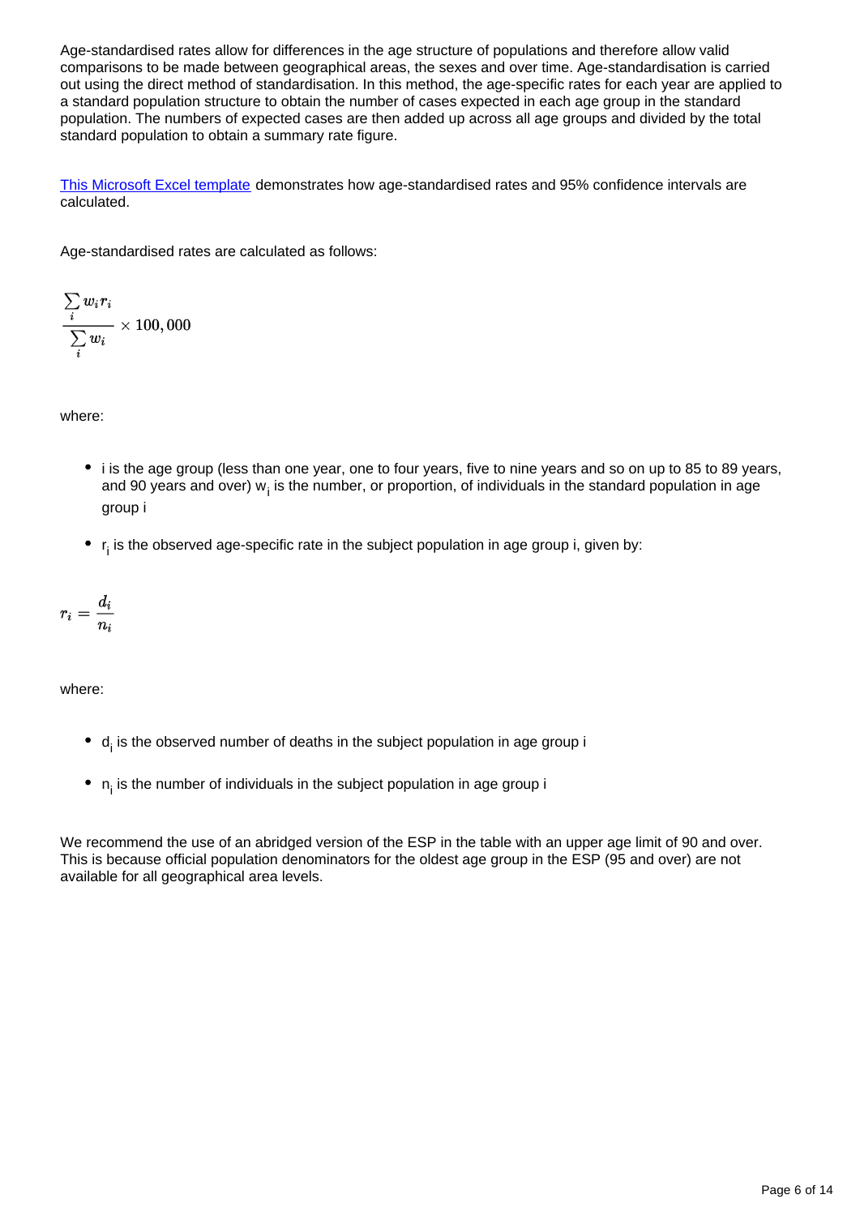Age-standardised rates allow for differences in the age structure of populations and therefore allow valid comparisons to be made between geographical areas, the sexes and over time. Age-standardisation is carried out using the direct method of standardisation. In this method, the age-specific rates for each year are applied to a standard population structure to obtain the number of cases expected in each age group in the standard population. The numbers of expected cases are then added up across all age groups and divided by the total standard population to obtain a summary rate figure.

[This Microsoft Excel template] demonstrates how age-standardised rates and 95% confidence intervals are calculated.

Age-standardised rates are calculated as follows:

$$\frac{\sum_i w_i r_i}{\sum_i w_i} \times 100,000$$

where:

- i is the age group (less than one year, one to four years, five to nine years and so on up to 85 to 89 years, and 90 years and over) $w_i$ is the number, or proportion, of individuals in the standard population in age group i
- $r_i$ is the observed age-specific rate in the subject population in age group i, given by:

$$r_i = \frac{d_i}{n_i}$$

where:

- $d_i$ is the observed number of deaths in the subject population in age group i
- $n_i$ is the number of individuals in the subject population in age group i

We recommend the use of an abridged version of the ESP in the table with an upper age limit of 90 and over. This is because official population denominators for the oldest age group in the ESP (95 and over) are not available for all geographical area levels.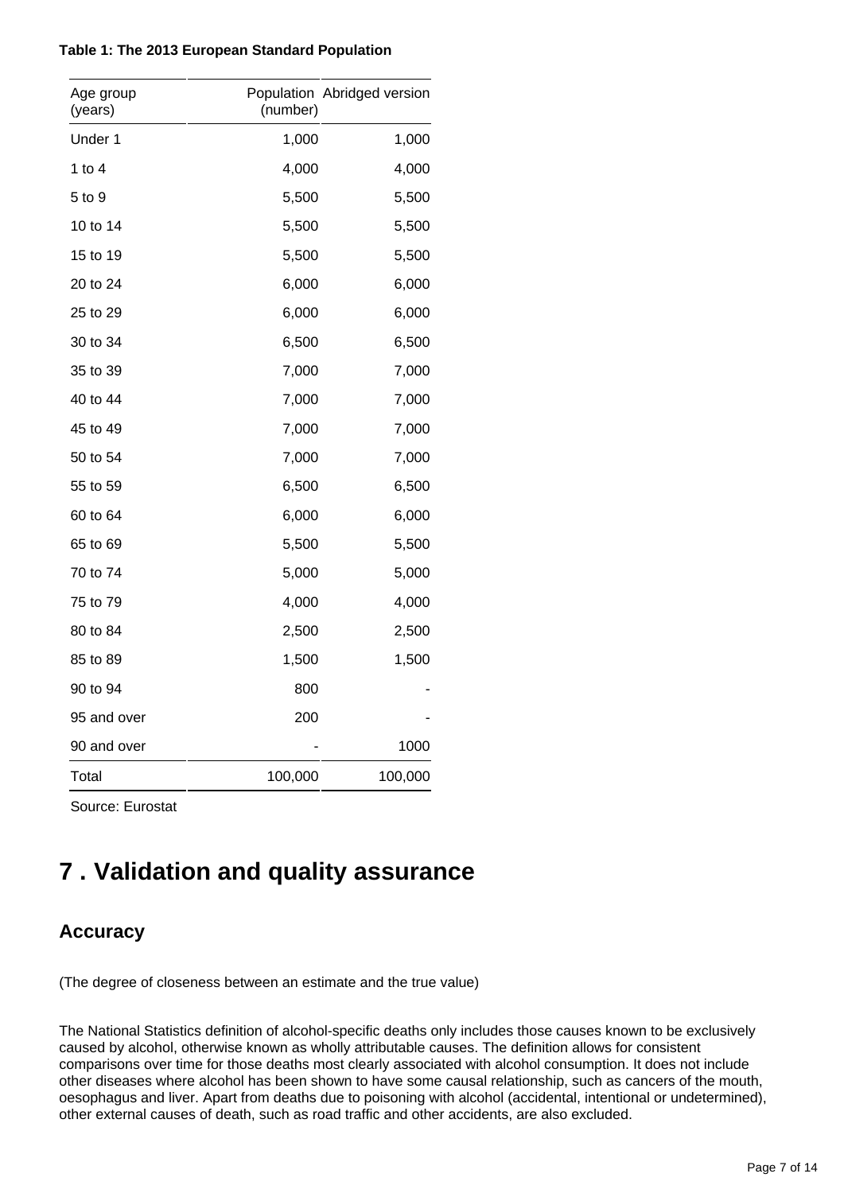**Table 1: The 2013 European Standard Population**

| Age group (years) | Population (number) | Abridged version |
|---|---|---|
| Under 1 | 1,000 | 1,000 |
| 1 to 4 | 4,000 | 4,000 |
| 5 to 9 | 5,500 | 5,500 |
| 10 to 14 | 5,500 | 5,500 |
| 15 to 19 | 5,500 | 5,500 |
| 20 to 24 | 6,000 | 6,000 |
| 25 to 29 | 6,000 | 6,000 |
| 30 to 34 | 6,500 | 6,500 |
| 35 to 39 | 7,000 | 7,000 |
| 40 to 44 | 7,000 | 7,000 |
| 45 to 49 | 7,000 | 7,000 |
| 50 to 54 | 7,000 | 7,000 |
| 55 to 59 | 6,500 | 6,500 |
| 60 to 64 | 6,000 | 6,000 |
| 65 to 69 | 5,500 | 5,500 |
| 70 to 74 | 5,000 | 5,000 |
| 75 to 79 | 4,000 | 4,000 |
| 80 to 84 | 2,500 | 2,500 |
| 85 to 89 | 1,500 | 1,500 |
| 90 to 94 | 800 | - |
| 95 and over | 200 | - |
| 90 and over | - | 1000 |
| Total | 100,000 | 100,000 |

Source: Eurostat

# 7 . Validation and quality assurance

## Accuracy

(The degree of closeness between an estimate and the true value)

The National Statistics definition of alcohol-specific deaths only includes those causes known to be exclusively caused by alcohol, otherwise known as wholly attributable causes. The definition allows for consistent comparisons over time for those deaths most clearly associated with alcohol consumption. It does not include other diseases where alcohol has been shown to have some causal relationship, such as cancers of the mouth, oesophagus and liver. Apart from deaths due to poisoning with alcohol (accidental, intentional or undetermined), other external causes of death, such as road traffic and other accidents, are also excluded.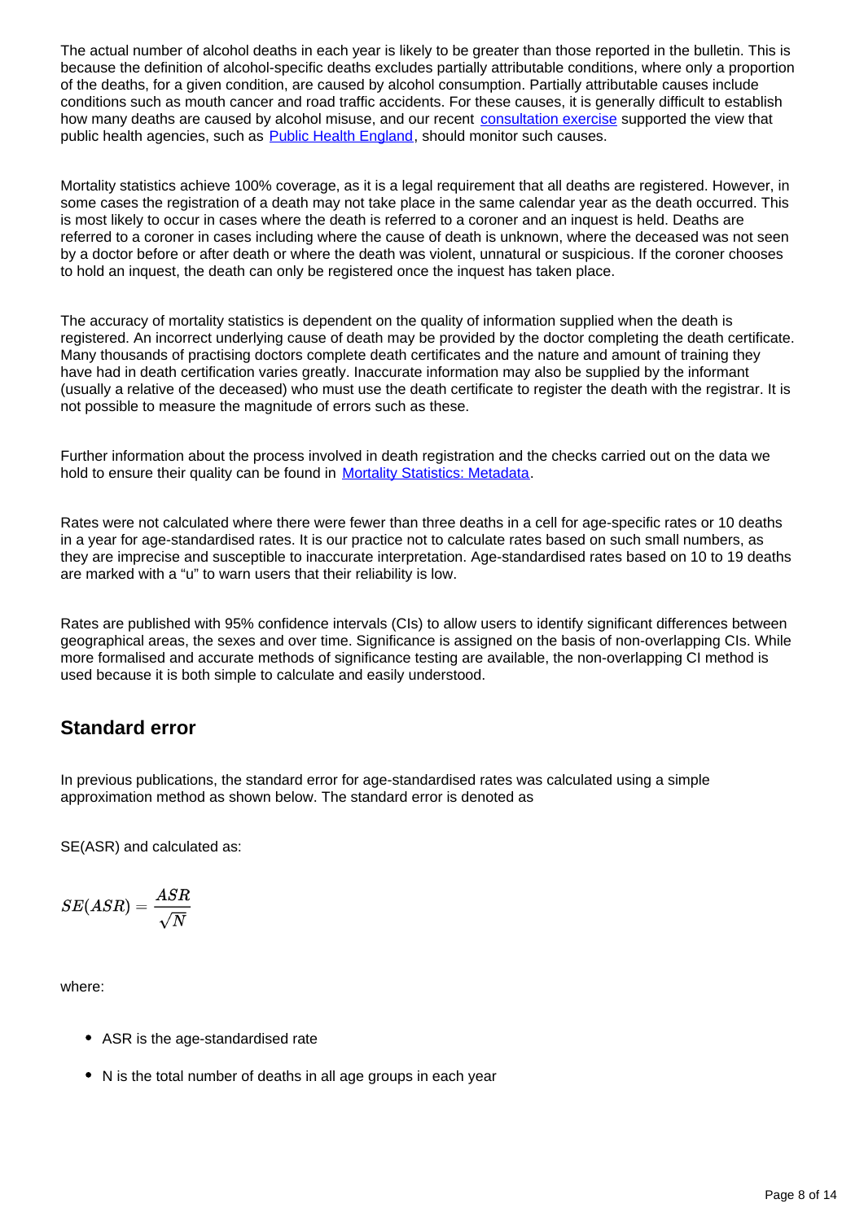The actual number of alcohol deaths in each year is likely to be greater than those reported in the bulletin. This is because the definition of alcohol-specific deaths excludes partially attributable conditions, where only a proportion of the deaths, for a given condition, are caused by alcohol consumption. Partially attributable causes include conditions such as mouth cancer and road traffic accidents. For these causes, it is generally difficult to establish how many deaths are caused by alcohol misuse, and our recent consultation exercise supported the view that public health agencies, such as Public Health England, should monitor such causes.

Mortality statistics achieve 100% coverage, as it is a legal requirement that all deaths are registered. However, in some cases the registration of a death may not take place in the same calendar year as the death occurred. This is most likely to occur in cases where the death is referred to a coroner and an inquest is held. Deaths are referred to a coroner in cases including where the cause of death is unknown, where the deceased was not seen by a doctor before or after death or where the death was violent, unnatural or suspicious. If the coroner chooses to hold an inquest, the death can only be registered once the inquest has taken place.

The accuracy of mortality statistics is dependent on the quality of information supplied when the death is registered. An incorrect underlying cause of death may be provided by the doctor completing the death certificate. Many thousands of practising doctors complete death certificates and the nature and amount of training they have had in death certification varies greatly. Inaccurate information may also be supplied by the informant (usually a relative of the deceased) who must use the death certificate to register the death with the registrar. It is not possible to measure the magnitude of errors such as these.

Further information about the process involved in death registration and the checks carried out on the data we hold to ensure their quality can be found in Mortality Statistics: Metadata.

Rates were not calculated where there were fewer than three deaths in a cell for age-specific rates or 10 deaths in a year for age-standardised rates. It is our practice not to calculate rates based on such small numbers, as they are imprecise and susceptible to inaccurate interpretation. Age-standardised rates based on 10 to 19 deaths are marked with a “u” to warn users that their reliability is low.

Rates are published with 95% confidence intervals (CIs) to allow users to identify significant differences between geographical areas, the sexes and over time. Significance is assigned on the basis of non-overlapping CIs. While more formalised and accurate methods of significance testing are available, the non-overlapping CI method is used because it is both simple to calculate and easily understood.

## Standard error

In previous publications, the standard error for age-standardised rates was calculated using a simple approximation method as shown below. The standard error is denoted as

SE(ASR) and calculated as:

$$SE(ASR) = \frac{ASR}{\sqrt{N}}$$

where:

- ASR is the age-standardised rate
- N is the total number of deaths in all age groups in each year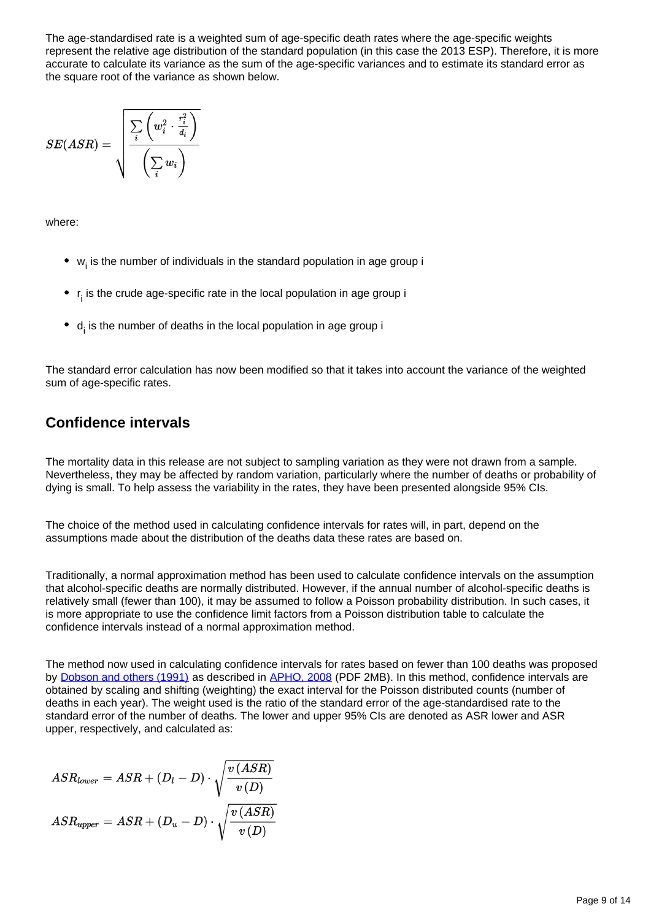The age-standardised rate is a weighted sum of age-specific death rates where the age-specific weights represent the relative age distribution of the standard population (in this case the 2013 ESP). Therefore, it is more accurate to calculate its variance as the sum of the age-specific variances and to estimate its standard error as the square root of the variance as shown below.

$$SE(ASR) = \sqrt{\frac{\sum_i \left( w_i^2 \cdot \frac{r_i^2}{d_i} \right)}{\left( \sum_i w_i \right)}}$$

where:

- $w_i$ is the number of individuals in the standard population in age group i
- $r_i$ is the crude age-specific rate in the local population in age group i
- $d_i$ is the number of deaths in the local population in age group i

The standard error calculation has now been modified so that it takes into account the variance of the weighted sum of age-specific rates.

## Confidence intervals

The mortality data in this release are not subject to sampling variation as they were not drawn from a sample. Nevertheless, they may be affected by random variation, particularly where the number of deaths or probability of dying is small. To help assess the variability in the rates, they have been presented alongside 95% CIs.

The choice of the method used in calculating confidence intervals for rates will, in part, depend on the assumptions made about the distribution of the deaths data these rates are based on.

Traditionally, a normal approximation method has been used to calculate confidence intervals on the assumption that alcohol-specific deaths are normally distributed. However, if the annual number of alcohol-specific deaths is relatively small (fewer than 100), it may be assumed to follow a Poisson probability distribution. In such cases, it is more appropriate to use the confidence limit factors from a Poisson distribution table to calculate the confidence intervals instead of a normal approximation method.

The method now used in calculating confidence intervals for rates based on fewer than 100 deaths was proposed by [Dobson and others (1991)](#) as described in [APHO, 2008](#) (PDF 2MB). In this method, confidence intervals are obtained by scaling and shifting (weighting) the exact interval for the Poisson distributed counts (number of deaths in each year). The weight used is the ratio of the standard error of the age-standardised rate to the standard error of the number of deaths. The lower and upper 95% CIs are denoted as ASR lower and ASR upper, respectively, and calculated as:

$$ASR_{lower} = ASR + (D_l - D) \cdot \sqrt{\frac{v(ASR)}{v(D)}}$$

$$ASR_{upper} = ASR + (D_u - D) \cdot \sqrt{\frac{v(ASR)}{v(D)}}$$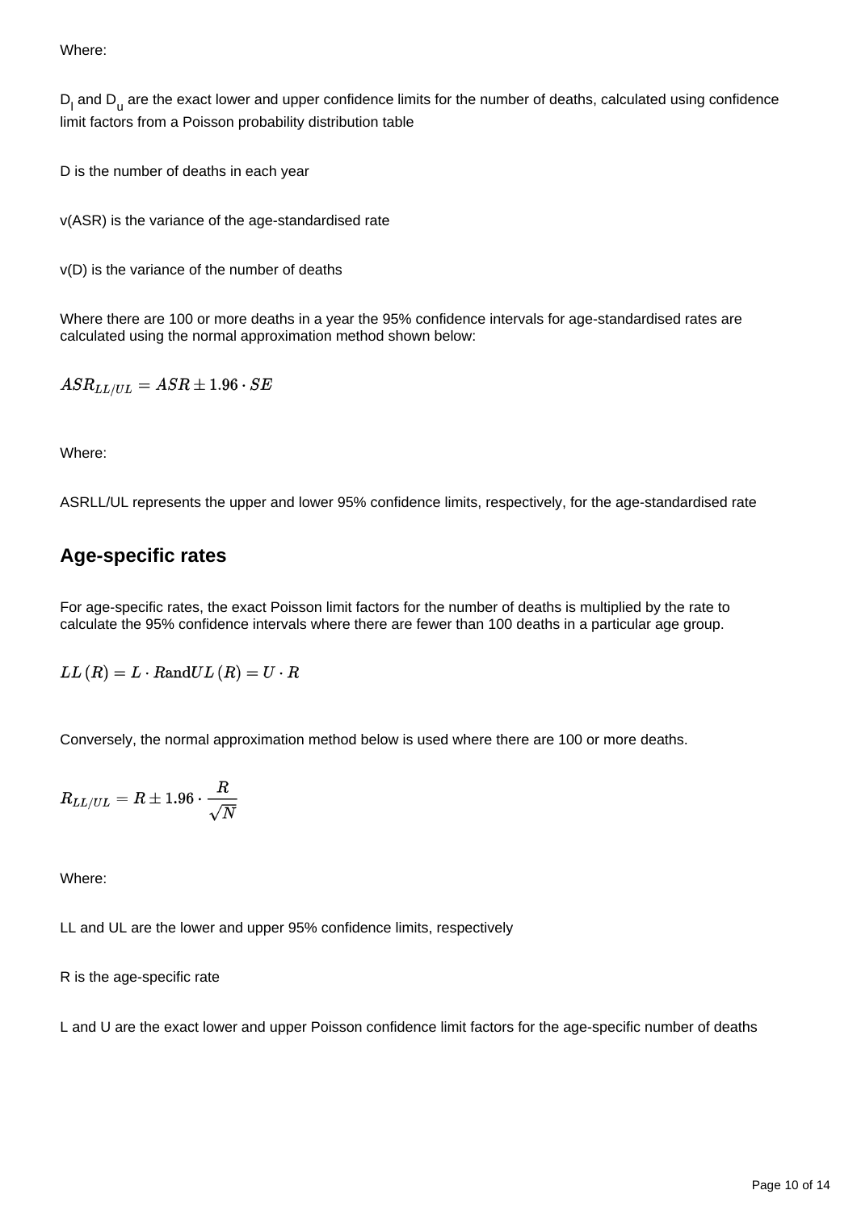Where:

$D_l$ and $D_u$ are the exact lower and upper confidence limits for the number of deaths, calculated using confidence limit factors from a Poisson probability distribution table

D is the number of deaths in each year

v(ASR) is the variance of the age-standardised rate

v(D) is the variance of the number of deaths

Where there are 100 or more deaths in a year the 95% confidence intervals for age-standardised rates are calculated using the normal approximation method shown below:

$$ASR_{LL/UL} = ASR \pm 1.96 \cdot SE$$

Where:

ASRLL/UL represents the upper and lower 95% confidence limits, respectively, for the age-standardised rate

## Age-specific rates

For age-specific rates, the exact Poisson limit factors for the number of deaths is multiplied by the rate to calculate the 95% confidence intervals where there are fewer than 100 deaths in a particular age group.

$$LL\left(R\right) = L \cdot R \text{and} UL\left(R\right) = U \cdot R$$

Conversely, the normal approximation method below is used where there are 100 or more deaths.

$$R_{LL/UL} = R \pm 1.96 \cdot \frac{R}{\sqrt{N}}$$

Where:

LL and UL are the lower and upper 95% confidence limits, respectively

R is the age-specific rate

L and U are the exact lower and upper Poisson confidence limit factors for the age-specific number of deaths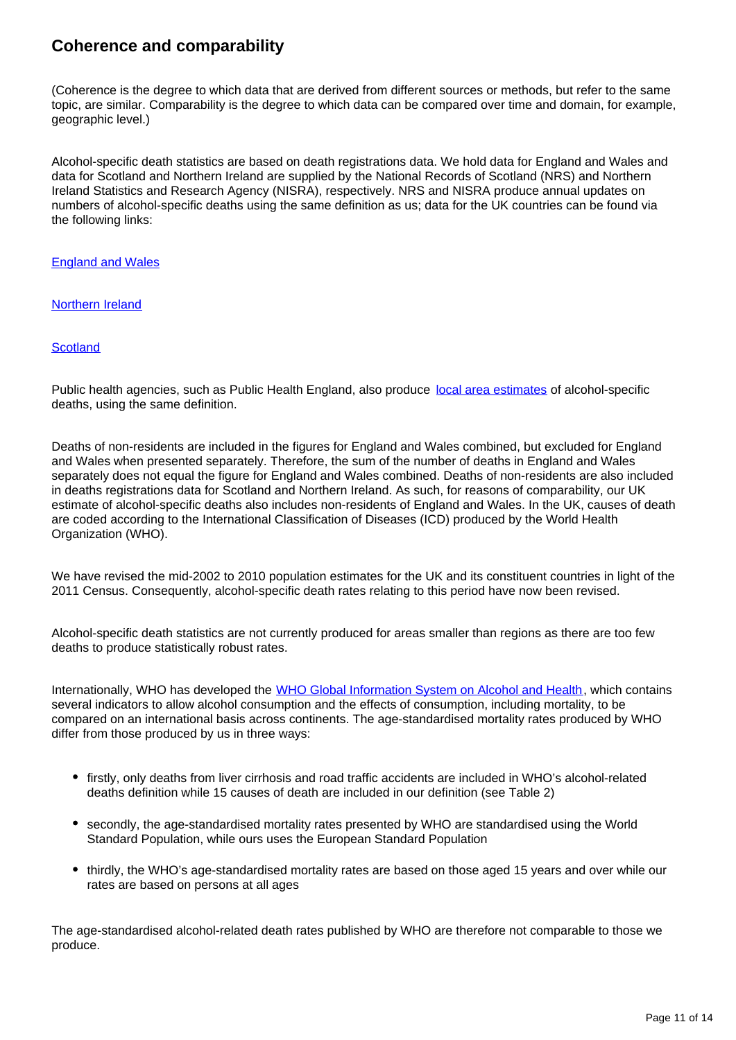## Coherence and comparability

(Coherence is the degree to which data that are derived from different sources or methods, but refer to the same topic, are similar. Comparability is the degree to which data can be compared over time and domain, for example, geographic level.)

Alcohol-specific death statistics are based on death registrations data. We hold data for England and Wales and data for Scotland and Northern Ireland are supplied by the National Records of Scotland (NRS) and Northern Ireland Statistics and Research Agency (NISRA), respectively. NRS and NISRA produce annual updates on numbers of alcohol-specific deaths using the same definition as us; data for the UK countries can be found via the following links:

England and Wales

Northern Ireland

Scotland

Public health agencies, such as Public Health England, also produce local area estimates of alcohol-specific deaths, using the same definition.

Deaths of non-residents are included in the figures for England and Wales combined, but excluded for England and Wales when presented separately. Therefore, the sum of the number of deaths in England and Wales separately does not equal the figure for England and Wales combined. Deaths of non-residents are also included in deaths registrations data for Scotland and Northern Ireland. As such, for reasons of comparability, our UK estimate of alcohol-specific deaths also includes non-residents of England and Wales. In the UK, causes of death are coded according to the International Classification of Diseases (ICD) produced by the World Health Organization (WHO).

We have revised the mid-2002 to 2010 population estimates for the UK and its constituent countries in light of the 2011 Census. Consequently, alcohol-specific death rates relating to this period have now been revised.

Alcohol-specific death statistics are not currently produced for areas smaller than regions as there are too few deaths to produce statistically robust rates.

Internationally, WHO has developed the WHO Global Information System on Alcohol and Health, which contains several indicators to allow alcohol consumption and the effects of consumption, including mortality, to be compared on an international basis across continents. The age-standardised mortality rates produced by WHO differ from those produced by us in three ways:

- firstly, only deaths from liver cirrhosis and road traffic accidents are included in WHO's alcohol-related deaths definition while 15 causes of death are included in our definition (see Table 2)
- secondly, the age-standardised mortality rates presented by WHO are standardised using the World Standard Population, while ours uses the European Standard Population
- thirdly, the WHO's age-standardised mortality rates are based on those aged 15 years and over while our rates are based on persons at all ages

The age-standardised alcohol-related death rates published by WHO are therefore not comparable to those we produce.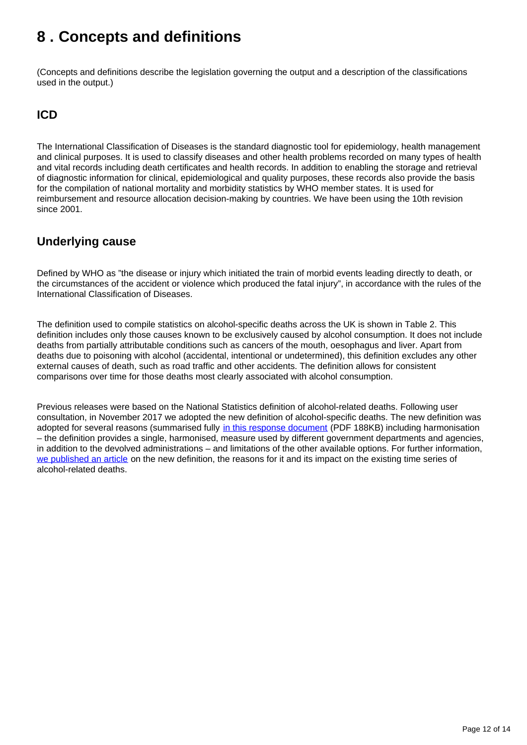## 8 . Concepts and definitions

(Concepts and definitions describe the legislation governing the output and a description of the classifications used in the output.)

### ICD

The International Classification of Diseases is the standard diagnostic tool for epidemiology, health management and clinical purposes. It is used to classify diseases and other health problems recorded on many types of health and vital records including death certificates and health records. In addition to enabling the storage and retrieval of diagnostic information for clinical, epidemiological and quality purposes, these records also provide the basis for the compilation of national mortality and morbidity statistics by WHO member states. It is used for reimbursement and resource allocation decision-making by countries. We have been using the 10th revision since 2001.

### Underlying cause

Defined by WHO as "the disease or injury which initiated the train of morbid events leading directly to death, or the circumstances of the accident or violence which produced the fatal injury", in accordance with the rules of the International Classification of Diseases.

The definition used to compile statistics on alcohol-specific deaths across the UK is shown in Table 2. This definition includes only those causes known to be exclusively caused by alcohol consumption. It does not include deaths from partially attributable conditions such as cancers of the mouth, oesophagus and liver. Apart from deaths due to poisoning with alcohol (accidental, intentional or undetermined), this definition excludes any other external causes of death, such as road traffic and other accidents. The definition allows for consistent comparisons over time for those deaths most clearly associated with alcohol consumption.

Previous releases were based on the National Statistics definition of alcohol-related deaths. Following user consultation, in November 2017 we adopted the new definition of alcohol-specific deaths. The new definition was adopted for several reasons (summarised fully [in this response document](#) (PDF 188KB) including harmonisation – the definition provides a single, harmonised, measure used by different government departments and agencies, in addition to the devolved administrations – and limitations of the other available options. For further information, [we published an article](#) on the new definition, the reasons for it and its impact on the existing time series of alcohol-related deaths.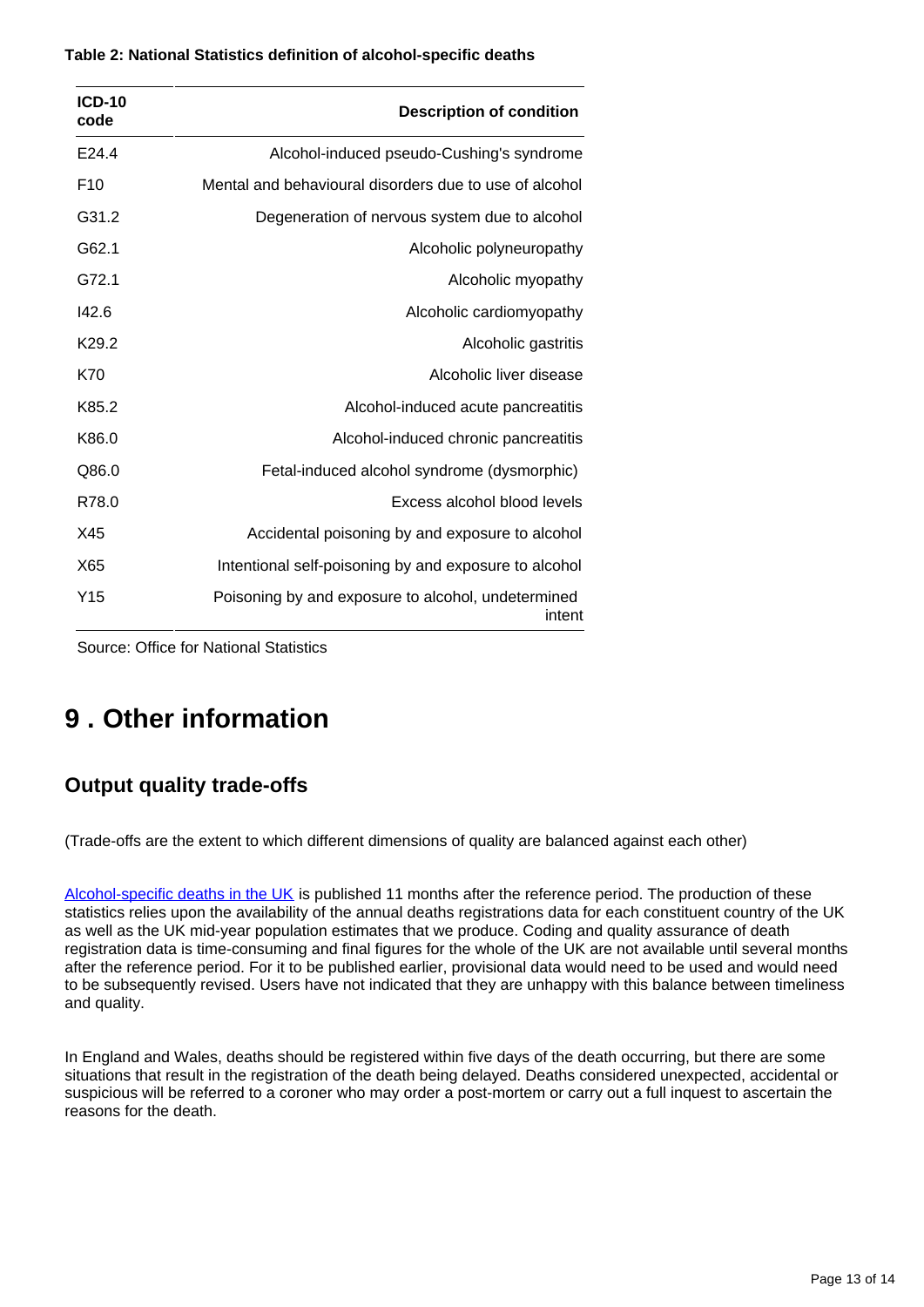**Table 2: National Statistics definition of alcohol-specific deaths**

| ICD-10 code | Description of condition |
|---|---|
| E24.4 | Alcohol-induced pseudo-Cushing's syndrome |
| F10 | Mental and behavioural disorders due to use of alcohol |
| G31.2 | Degeneration of nervous system due to alcohol |
| G62.1 | Alcoholic polyneuropathy |
| G72.1 | Alcoholic myopathy |
| I42.6 | Alcoholic cardiomyopathy |
| K29.2 | Alcoholic gastritis |
| K70 | Alcoholic liver disease |
| K85.2 | Alcohol-induced acute pancreatitis |
| K86.0 | Alcohol-induced chronic pancreatitis |
| Q86.0 | Fetal-induced alcohol syndrome (dysmorphic) |
| R78.0 | Excess alcohol blood levels |
| X45 | Accidental poisoning by and exposure to alcohol |
| X65 | Intentional self-poisoning by and exposure to alcohol |
| Y15 | Poisoning by and exposure to alcohol, undetermined intent |

Source: Office for National Statistics

# 9 . Other information

## Output quality trade-offs

(Trade-offs are the extent to which different dimensions of quality are balanced against each other)

Alcohol-specific deaths in the UK is published 11 months after the reference period. The production of these statistics relies upon the availability of the annual deaths registrations data for each constituent country of the UK as well as the UK mid-year population estimates that we produce. Coding and quality assurance of death registration data is time-consuming and final figures for the whole of the UK are not available until several months after the reference period. For it to be published earlier, provisional data would need to be used and would need to be subsequently revised. Users have not indicated that they are unhappy with this balance between timeliness and quality.

In England and Wales, deaths should be registered within five days of the death occurring, but there are some situations that result in the registration of the death being delayed. Deaths considered unexpected, accidental or suspicious will be referred to a coroner who may order a post-mortem or carry out a full inquest to ascertain the reasons for the death.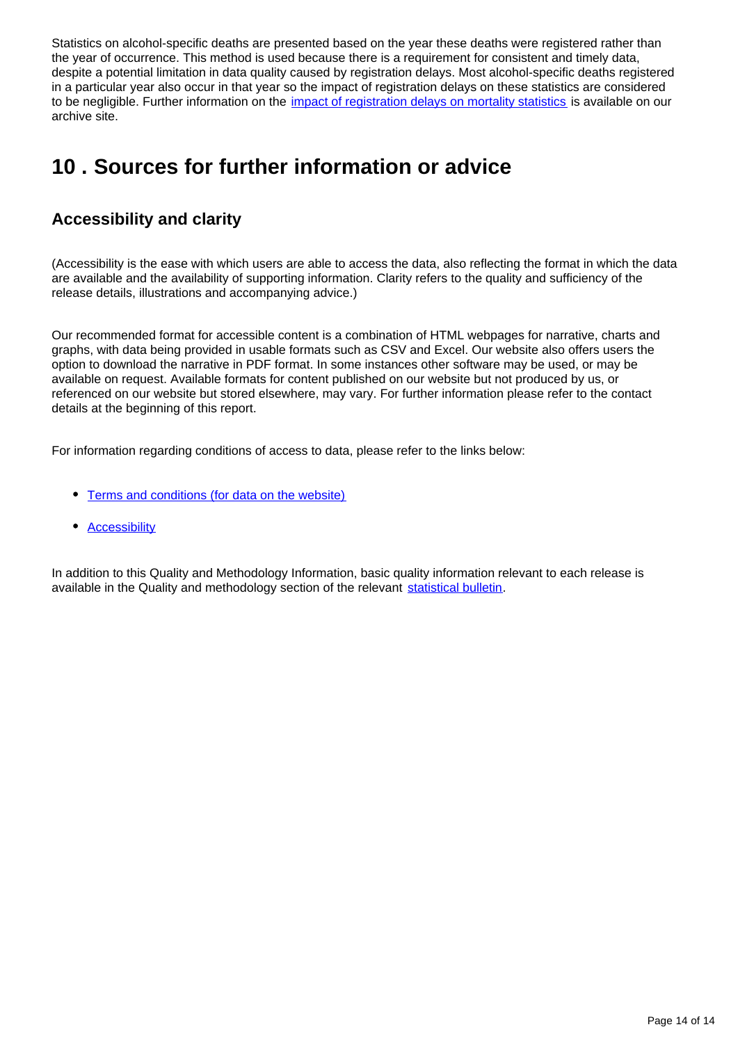Statistics on alcohol-specific deaths are presented based on the year these deaths were registered rather than the year of occurrence. This method is used because there is a requirement for consistent and timely data, despite a potential limitation in data quality caused by registration delays. Most alcohol-specific deaths registered in a particular year also occur in that year so the impact of registration delays on these statistics are considered to be negligible. Further information on the impact of registration delays on mortality statistics is available on our archive site.

# 10 . Sources for further information or advice

## Accessibility and clarity

(Accessibility is the ease with which users are able to access the data, also reflecting the format in which the data are available and the availability of supporting information. Clarity refers to the quality and sufficiency of the release details, illustrations and accompanying advice.)

Our recommended format for accessible content is a combination of HTML webpages for narrative, charts and graphs, with data being provided in usable formats such as CSV and Excel. Our website also offers users the option to download the narrative in PDF format. In some instances other software may be used, or may be available on request. Available formats for content published on our website but not produced by us, or referenced on our website but stored elsewhere, may vary. For further information please refer to the contact details at the beginning of this report.

For information regarding conditions of access to data, please refer to the links below:

- Terms and conditions (for data on the website)
- Accessibility

In addition to this Quality and Methodology Information, basic quality information relevant to each release is available in the Quality and methodology section of the relevant statistical bulletin.